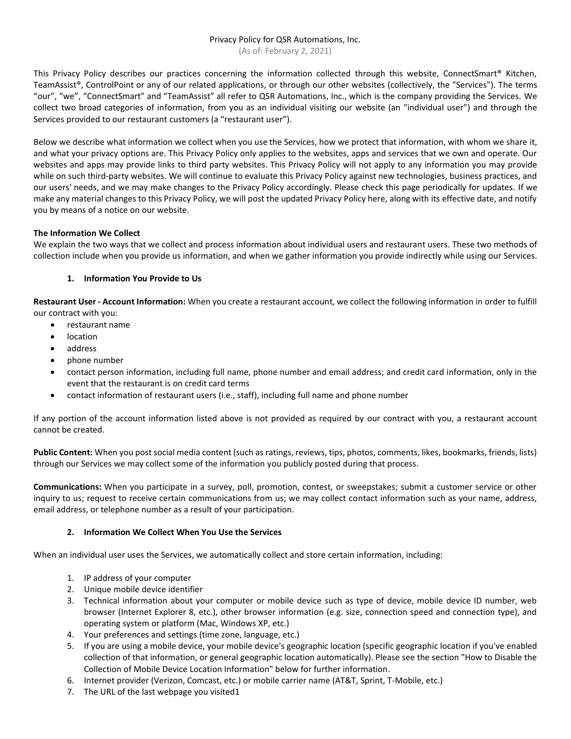Privacy Policy for QSR Automations, Inc.
(As of: February 2, 2021)

This Privacy Policy describes our practices concerning the information collected through this website, ConnectSmart® Kitchen, TeamAssist®, ControlPoint or any of our related applications, or through our other websites (collectively, the "Services"). The terms "our", "we", "ConnectSmart" and "TeamAssist" all refer to QSR Automations, Inc., which is the company providing the Services. We collect two broad categories of information, from you as an individual visiting our website (an "individual user") and through the Services provided to our restaurant customers (a "restaurant user").

Below we describe what information we collect when you use the Services, how we protect that information, with whom we share it, and what your privacy options are. This Privacy Policy only applies to the websites, apps and services that we own and operate. Our websites and apps may provide links to third party websites. This Privacy Policy will not apply to any information you may provide while on such third-party websites. We will continue to evaluate this Privacy Policy against new technologies, business practices, and our users' needs, and we may make changes to the Privacy Policy accordingly. Please check this page periodically for updates. If we make any material changes to this Privacy Policy, we will post the updated Privacy Policy here, along with its effective date, and notify you by means of a notice on our website.

**The Information We Collect**

We explain the two ways that we collect and process information about individual users and restaurant users. These two methods of collection include when you provide us information, and when we gather information you provide indirectly while using our Services.

**1. Information You Provide to Us**

**Restaurant User - Account Information:** When you create a restaurant account, we collect the following information in order to fulfill our contract with you:

- restaurant name
- location
- address
- phone number
- contact person information, including full name, phone number and email address; and credit card information, only in the event that the restaurant is on credit card terms
- contact information of restaurant users (i.e., staff), including full name and phone number

If any portion of the account information listed above is not provided as required by our contract with you, a restaurant account cannot be created.

**Public Content:** When you post social media content (such as ratings, reviews, tips, photos, comments, likes, bookmarks, friends, lists) through our Services we may collect some of the information you publicly posted during that process.

**Communications:** When you participate in a survey, poll, promotion, contest, or sweepstakes; submit a customer service or other inquiry to us; request to receive certain communications from us; we may collect contact information such as your name, address, email address, or telephone number as a result of your participation.

**2. Information We Collect When You Use the Services**

When an individual user uses the Services, we automatically collect and store certain information, including:

1. IP address of your computer
2. Unique mobile device identifier
3. Technical information about your computer or mobile device such as type of device, mobile device ID number, web browser (Internet Explorer 8, etc.), other browser information (e.g. size, connection speed and connection type), and operating system or platform (Mac, Windows XP, etc.)
4. Your preferences and settings (time zone, language, etc.)
5. If you are using a mobile device, your mobile device's geographic location (specific geographic location if you've enabled collection of that information, or general geographic location automatically). Please see the section "How to Disable the Collection of Mobile Device Location Information" below for further information.
6. Internet provider (Verizon, Comcast, etc.) or mobile carrier name (AT&T, Sprint, T-Mobile, etc.)
7. The URL of the last webpage you visited1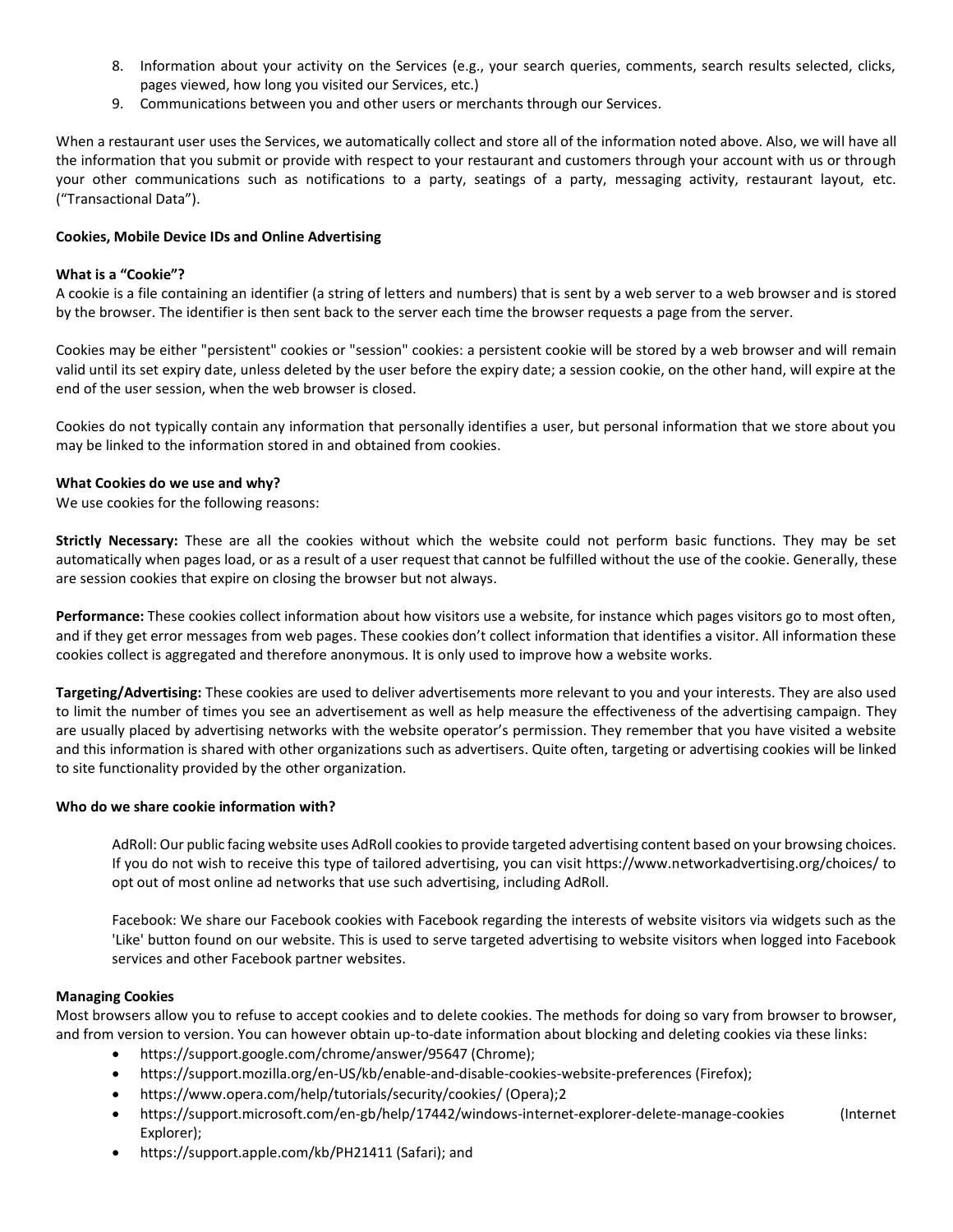8. Information about your activity on the Services (e.g., your search queries, comments, search results selected, clicks, pages viewed, how long you visited our Services, etc.)
9. Communications between you and other users or merchants through our Services.

When a restaurant user uses the Services, we automatically collect and store all of the information noted above. Also, we will have all the information that you submit or provide with respect to your restaurant and customers through your account with us or through your other communications such as notifications to a party, seatings of a party, messaging activity, restaurant layout, etc. ("Transactional Data").

**Cookies, Mobile Device IDs and Online Advertising**

**What is a "Cookie"?**
A cookie is a file containing an identifier (a string of letters and numbers) that is sent by a web server to a web browser and is stored by the browser. The identifier is then sent back to the server each time the browser requests a page from the server.

Cookies may be either "persistent" cookies or "session" cookies: a persistent cookie will be stored by a web browser and will remain valid until its set expiry date, unless deleted by the user before the expiry date; a session cookie, on the other hand, will expire at the end of the user session, when the web browser is closed.

Cookies do not typically contain any information that personally identifies a user, but personal information that we store about you may be linked to the information stored in and obtained from cookies.

**What Cookies do we use and why?**
We use cookies for the following reasons:

**Strictly Necessary:** These are all the cookies without which the website could not perform basic functions. They may be set automatically when pages load, or as a result of a user request that cannot be fulfilled without the use of the cookie. Generally, these are session cookies that expire on closing the browser but not always.

**Performance:** These cookies collect information about how visitors use a website, for instance which pages visitors go to most often, and if they get error messages from web pages. These cookies don't collect information that identifies a visitor. All information these cookies collect is aggregated and therefore anonymous. It is only used to improve how a website works.

**Targeting/Advertising:** These cookies are used to deliver advertisements more relevant to you and your interests. They are also used to limit the number of times you see an advertisement as well as help measure the effectiveness of the advertising campaign. They are usually placed by advertising networks with the website operator's permission. They remember that you have visited a website and this information is shared with other organizations such as advertisers. Quite often, targeting or advertising cookies will be linked to site functionality provided by the other organization.

**Who do we share cookie information with?**

AdRoll: Our public facing website uses AdRoll cookies to provide targeted advertising content based on your browsing choices. If you do not wish to receive this type of tailored advertising, you can visit https://www.networkadvertising.org/choices/ to opt out of most online ad networks that use such advertising, including AdRoll.

Facebook: We share our Facebook cookies with Facebook regarding the interests of website visitors via widgets such as the 'Like' button found on our website. This is used to serve targeted advertising to website visitors when logged into Facebook services and other Facebook partner websites.

**Managing Cookies**
Most browsers allow you to refuse to accept cookies and to delete cookies. The methods for doing so vary from browser to browser, and from version to version. You can however obtain up-to-date information about blocking and deleting cookies via these links:

- https://support.google.com/chrome/answer/95647 (Chrome);
- https://support.mozilla.org/en-US/kb/enable-and-disable-cookies-website-preferences (Firefox);
- https://www.opera.com/help/tutorials/security/cookies/ (Opera);2
- https://support.microsoft.com/en-gb/help/17442/windows-internet-explorer-delete-manage-cookies (Internet Explorer);
- https://support.apple.com/kb/PH21411 (Safari); and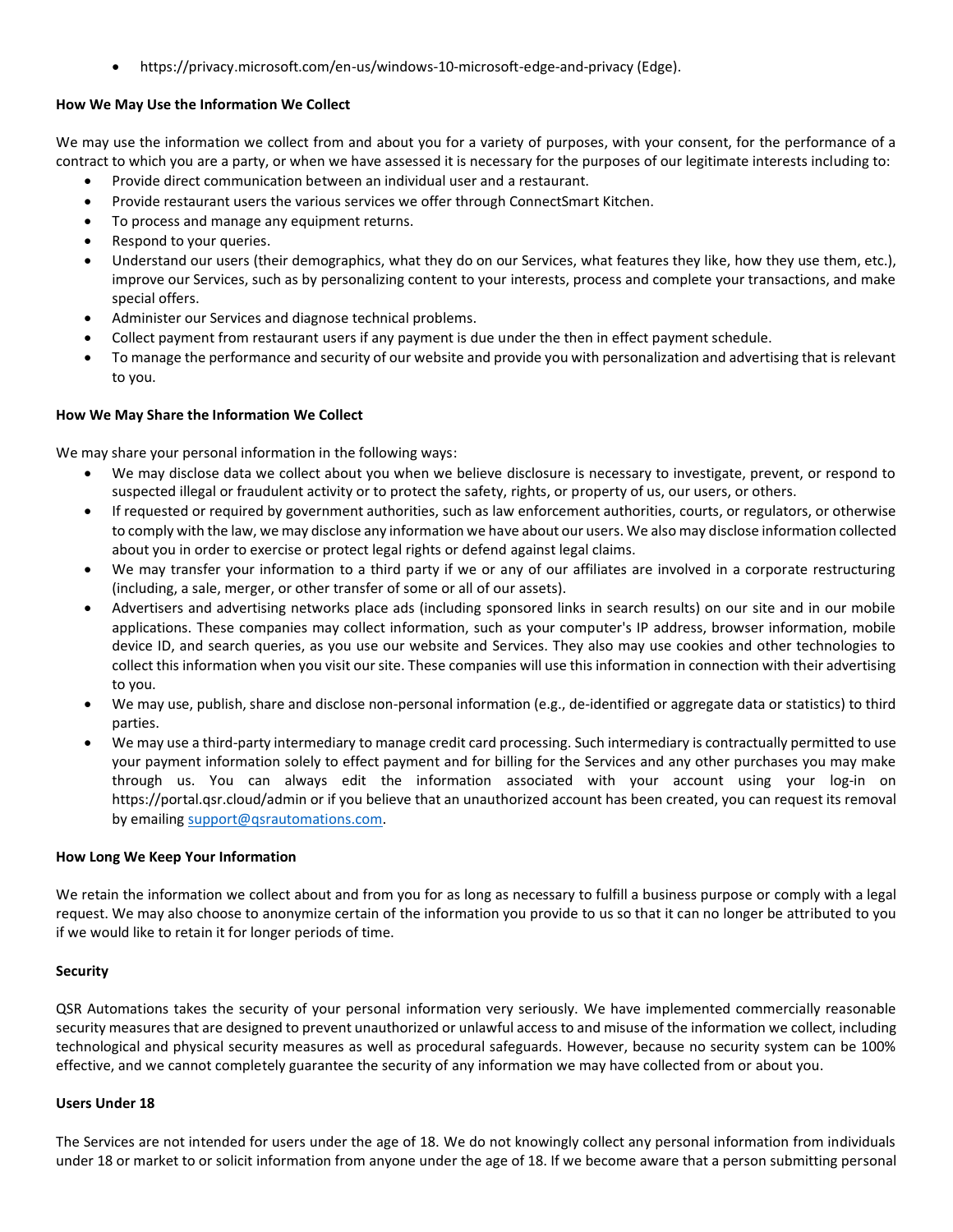- https://privacy.microsoft.com/en-us/windows-10-microsoft-edge-and-privacy (Edge).

**How We May Use the Information We Collect**

We may use the information we collect from and about you for a variety of purposes, with your consent, for the performance of a contract to which you are a party, or when we have assessed it is necessary for the purposes of our legitimate interests including to:

- Provide direct communication between an individual user and a restaurant.
- Provide restaurant users the various services we offer through ConnectSmart Kitchen.
- To process and manage any equipment returns.
- Respond to your queries.
- Understand our users (their demographics, what they do on our Services, what features they like, how they use them, etc.), improve our Services, such as by personalizing content to your interests, process and complete your transactions, and make special offers.
- Administer our Services and diagnose technical problems.
- Collect payment from restaurant users if any payment is due under the then in effect payment schedule.
- To manage the performance and security of our website and provide you with personalization and advertising that is relevant to you.

**How We May Share the Information We Collect**

We may share your personal information in the following ways:

- We may disclose data we collect about you when we believe disclosure is necessary to investigate, prevent, or respond to suspected illegal or fraudulent activity or to protect the safety, rights, or property of us, our users, or others.
- If requested or required by government authorities, such as law enforcement authorities, courts, or regulators, or otherwise to comply with the law, we may disclose any information we have about our users. We also may disclose information collected about you in order to exercise or protect legal rights or defend against legal claims.
- We may transfer your information to a third party if we or any of our affiliates are involved in a corporate restructuring (including, a sale, merger, or other transfer of some or all of our assets).
- Advertisers and advertising networks place ads (including sponsored links in search results) on our site and in our mobile applications. These companies may collect information, such as your computer's IP address, browser information, mobile device ID, and search queries, as you use our website and Services. They also may use cookies and other technologies to collect this information when you visit our site. These companies will use this information in connection with their advertising to you.
- We may use, publish, share and disclose non-personal information (e.g., de-identified or aggregate data or statistics) to third parties.
- We may use a third-party intermediary to manage credit card processing. Such intermediary is contractually permitted to use your payment information solely to effect payment and for billing for the Services and any other purchases you may make through us. You can always edit the information associated with your account using your log-in on https://portal.qsr.cloud/admin or if you believe that an unauthorized account has been created, you can request its removal by emailing support@qsrautomations.com.

**How Long We Keep Your Information**

We retain the information we collect about and from you for as long as necessary to fulfill a business purpose or comply with a legal request. We may also choose to anonymize certain of the information you provide to us so that it can no longer be attributed to you if we would like to retain it for longer periods of time.

**Security**

QSR Automations takes the security of your personal information very seriously. We have implemented commercially reasonable security measures that are designed to prevent unauthorized or unlawful access to and misuse of the information we collect, including technological and physical security measures as well as procedural safeguards. However, because no security system can be 100% effective, and we cannot completely guarantee the security of any information we may have collected from or about you.

**Users Under 18**

The Services are not intended for users under the age of 18. We do not knowingly collect any personal information from individuals under 18 or market to or solicit information from anyone under the age of 18. If we become aware that a person submitting personal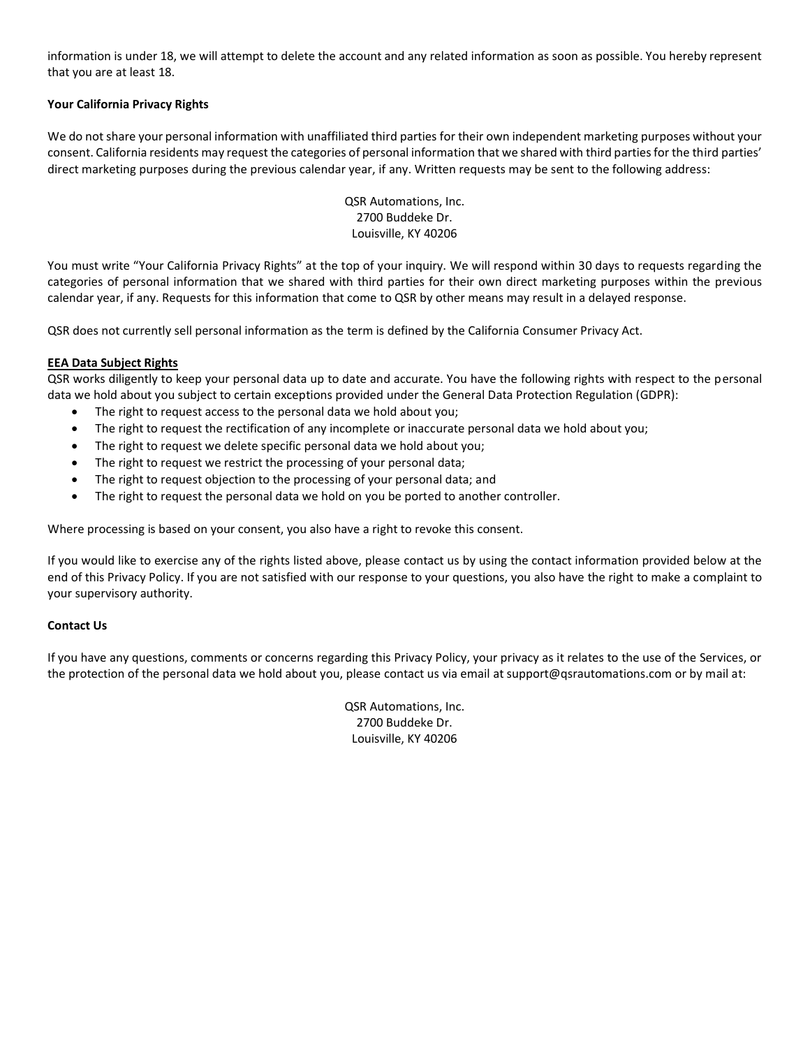information is under 18, we will attempt to delete the account and any related information as soon as possible. You hereby represent that you are at least 18.

**Your California Privacy Rights**

We do not share your personal information with unaffiliated third parties for their own independent marketing purposes without your consent. California residents may request the categories of personal information that we shared with third parties for the third parties' direct marketing purposes during the previous calendar year, if any. Written requests may be sent to the following address:

QSR Automations, Inc.
2700 Buddeke Dr.
Louisville, KY 40206

You must write "Your California Privacy Rights" at the top of your inquiry. We will respond within 30 days to requests regarding the categories of personal information that we shared with third parties for their own direct marketing purposes within the previous calendar year, if any. Requests for this information that come to QSR by other means may result in a delayed response.

QSR does not currently sell personal information as the term is defined by the California Consumer Privacy Act.

**EEA Data Subject Rights**

QSR works diligently to keep your personal data up to date and accurate. You have the following rights with respect to the personal data we hold about you subject to certain exceptions provided under the General Data Protection Regulation (GDPR):

- The right to request access to the personal data we hold about you;
- The right to request the rectification of any incomplete or inaccurate personal data we hold about you;
- The right to request we delete specific personal data we hold about you;
- The right to request we restrict the processing of your personal data;
- The right to request objection to the processing of your personal data; and
- The right to request the personal data we hold on you be ported to another controller.

Where processing is based on your consent, you also have a right to revoke this consent.

If you would like to exercise any of the rights listed above, please contact us by using the contact information provided below at the end of this Privacy Policy. If you are not satisfied with our response to your questions, you also have the right to make a complaint to your supervisory authority.

**Contact Us**

If you have any questions, comments or concerns regarding this Privacy Policy, your privacy as it relates to the use of the Services, or the protection of the personal data we hold about you, please contact us via email at support@qsrautomations.com or by mail at:

QSR Automations, Inc.
2700 Buddeke Dr.
Louisville, KY 40206